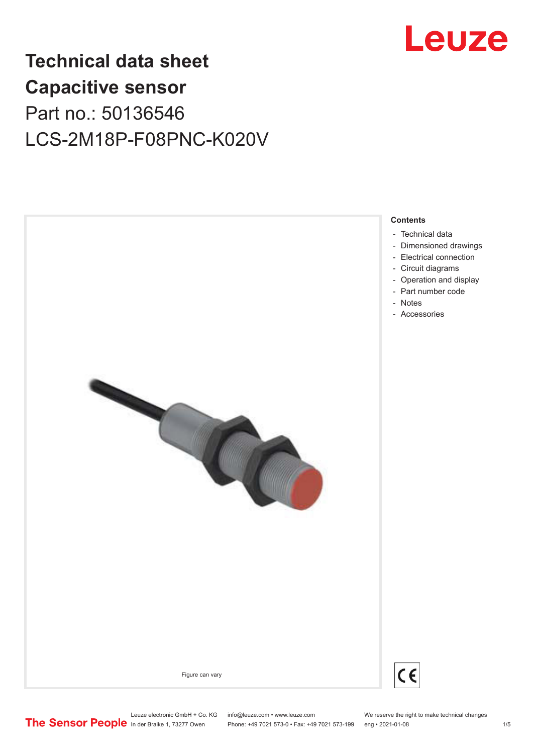# Technical data sheet
# Capacitive sensor

Part no.: 50136546

LCS-2M18P-F08PNC-K020V

Figure can vary

**Contents**

- Technical data
- Dimensioned drawings
- Electrical connection
- Circuit diagrams
- Operation and display
- Part number code
- Notes
- Accessories

Leuze electronic GmbH + Co. KG
In der Braike 1, 73277 Owen

info@leuze.com • www.leuze.com
Phone: +49 7021 573-0 • Fax: +49 7021 573-199

We reserve the right to make technical changes
eng • 2021-01-08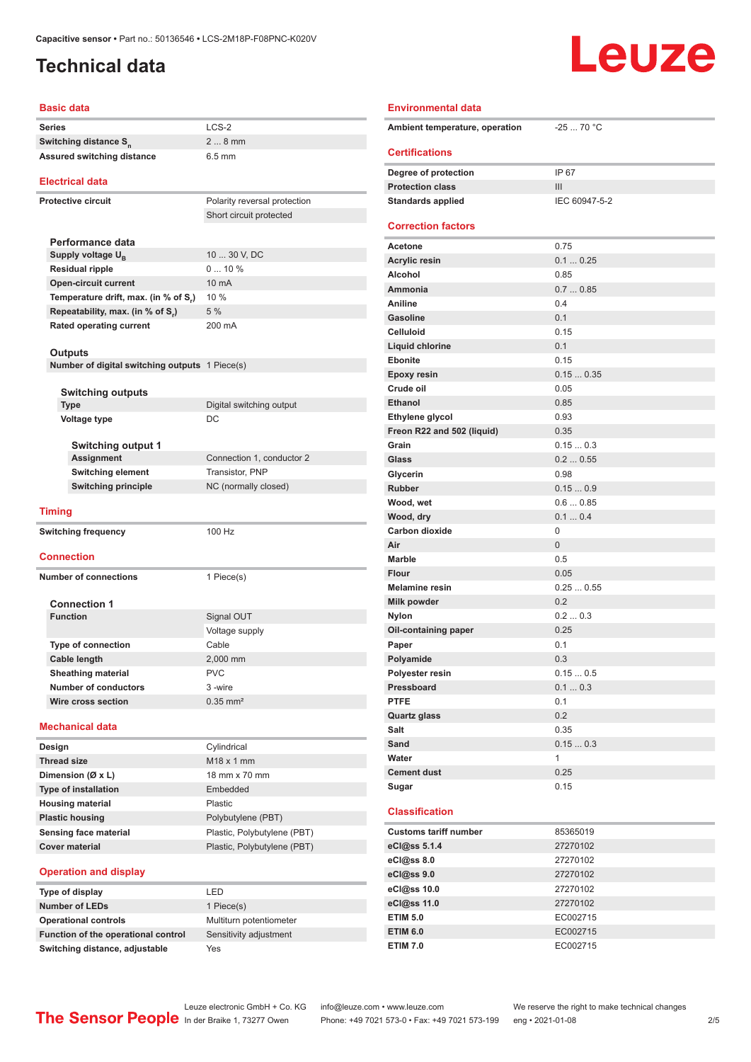Capacitive sensor • Part no.: 50136546 • LCS-2M18P-F08PNC-K020V

# Technical data

## Basic data

| | |
|---|---|
| Series | LCS-2 |
| Switching distance $S_n$ | 2 ... 8 mm |
| Assured switching distance | 6.5 mm |

## Electrical data

| | |
|---|---|
| Protective circuit | Polarity reversal protection |
| | Short circuit protected |

### Performance data

| | |
|---|---|
| Supply voltage $U_B$ | 10 ... 30 V, DC |
| Residual ripple | 0 ... 10 % |
| Open-circuit current | 10 mA |
| Temperature drift, max. (in % of $S_r$) | 10 % |
| Repeatability, max. (in % of $S_r$) | 5 % |
| Rated operating current | 200 mA |

### Outputs

| | |
|---|---|
| Number of digital switching outputs | 1 Piece(s) |

#### Switching outputs

| | |
|---|---|
| Type | Digital switching output |
| Voltage type | DC |

##### Switching output 1

| | |
|---|---|
| Assignment | Connection 1, conductor 2 |
| Switching element | Transistor, PNP |
| Switching principle | NC (normally closed) |

## Timing

| | |
|---|---|
| Switching frequency | 100 Hz |

## Connection

| | |
|---|---|
| Number of connections | 1 Piece(s) |

### Connection 1

| | |
|---|---|
| Function | Signal OUT |
| | Voltage supply |
| Type of connection | Cable |
| Cable length | 2,000 mm |
| Sheathing material | PVC |
| Number of conductors | 3 -wire |
| Wire cross section | 0.35 mm² |

## Mechanical data

| | |
|---|---|
| Design | Cylindrical |
| Thread size | M18 x 1 mm |
| Dimension (Ø x L) | 18 mm x 70 mm |
| Type of installation | Embedded |
| Housing material | Plastic |
| Plastic housing | Polybutylene (PBT) |
| Sensing face material | Plastic, Polybutylene (PBT) |
| Cover material | Plastic, Polybutylene (PBT) |

## Operation and display

| | |
|---|---|
| Type of display | LED |
| Number of LEDs | 1 Piece(s) |
| Operational controls | Multiturn potentiometer |
| Function of the operational control | Sensitivity adjustment |
| Switching distance, adjustable | Yes |

## Environmental data

| | |
|---|---|
| Ambient temperature, operation | -25 ... 70 °C |

## Certifications

| | |
|---|---|
| Degree of protection | IP 67 |
| Protection class | III |
| Standards applied | IEC 60947-5-2 |

## Correction factors

| | |
|---|---|
| Acetone | 0.75 |
| Acrylic resin | 0.1 ... 0.25 |
| Alcohol | 0.85 |
| Ammonia | 0.7 ... 0.85 |
| Aniline | 0.4 |
| Gasoline | 0.1 |
| Celluloid | 0.15 |
| Liquid chlorine | 0.1 |
| Ebonite | 0.15 |
| Epoxy resin | 0.15 ... 0.35 |
| Crude oil | 0.05 |
| Ethanol | 0.85 |
| Ethylene glycol | 0.93 |
| Freon R22 and 502 (liquid) | 0.35 |
| Grain | 0.15 ... 0.3 |
| Glass | 0.2 ... 0.55 |
| Glycerin | 0.98 |
| Rubber | 0.15 ... 0.9 |
| Wood, wet | 0.6 ... 0.85 |
| Wood, dry | 0.1 ... 0.4 |
| Carbon dioxide | 0 |
| Air | 0 |
| Marble | 0.5 |
| Flour | 0.05 |
| Melamine resin | 0.25 ... 0.55 |
| Milk powder | 0.2 |
| Nylon | 0.2 ... 0.3 |
| Oil-containing paper | 0.25 |
| Paper | 0.1 |
| Polyamide | 0.3 |
| Polyester resin | 0.15 ... 0.5 |
| Pressboard | 0.1 ... 0.3 |
| PTFE | 0.1 |
| Quartz glass | 0.2 |
| Salt | 0.35 |
| Sand | 0.15 ... 0.3 |
| Water | 1 |
| Cement dust | 0.25 |
| Sugar | 0.15 |

## Classification

| | |
|---|---|
| Customs tariff number | 85365019 |
| eCl@ss 5.1.4 | 27270102 |
| eCl@ss 8.0 | 27270102 |
| eCl@ss 9.0 | 27270102 |
| eCl@ss 10.0 | 27270102 |
| eCl@ss 11.0 | 27270102 |
| ETIM 5.0 | EC002715 |
| ETIM 6.0 | EC002715 |
| ETIM 7.0 | EC002715 |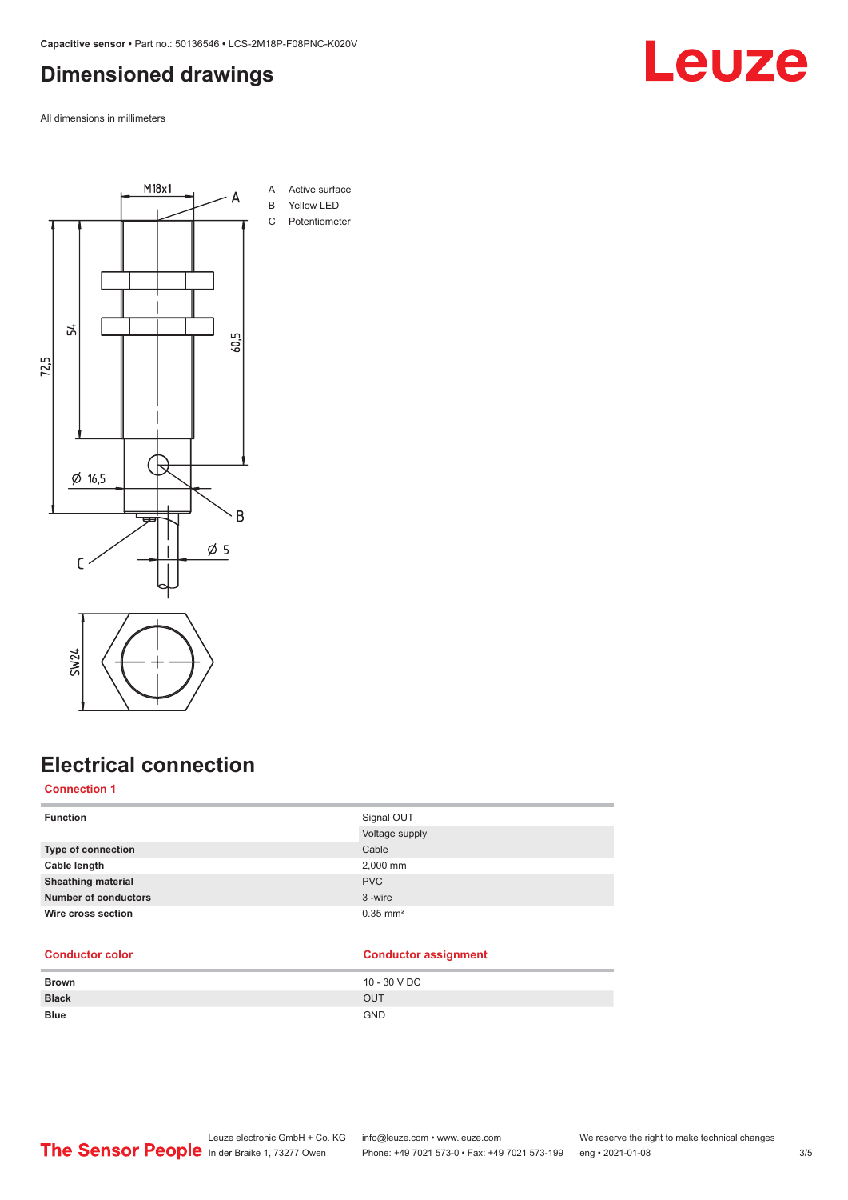# Dimensioned drawings

All dimensions in millimeters

A Active surface
B Yellow LED
C Potentiometer

# Electrical connection

## Connection 1

| | |
|---|---|
| **Function** | Signal OUT |
| | Voltage supply |
| **Type of connection** | Cable |
| **Cable length** | 2,000 mm |
| **Sheathing material** | PVC |
| **Number of conductors** | 3 -wire |
| **Wire cross section** | 0.35 mm² |

| Conductor color | Conductor assignment |
|---|---|
| **Brown** | 10 - 30 V DC |
| **Black** | OUT |
| **Blue** | GND |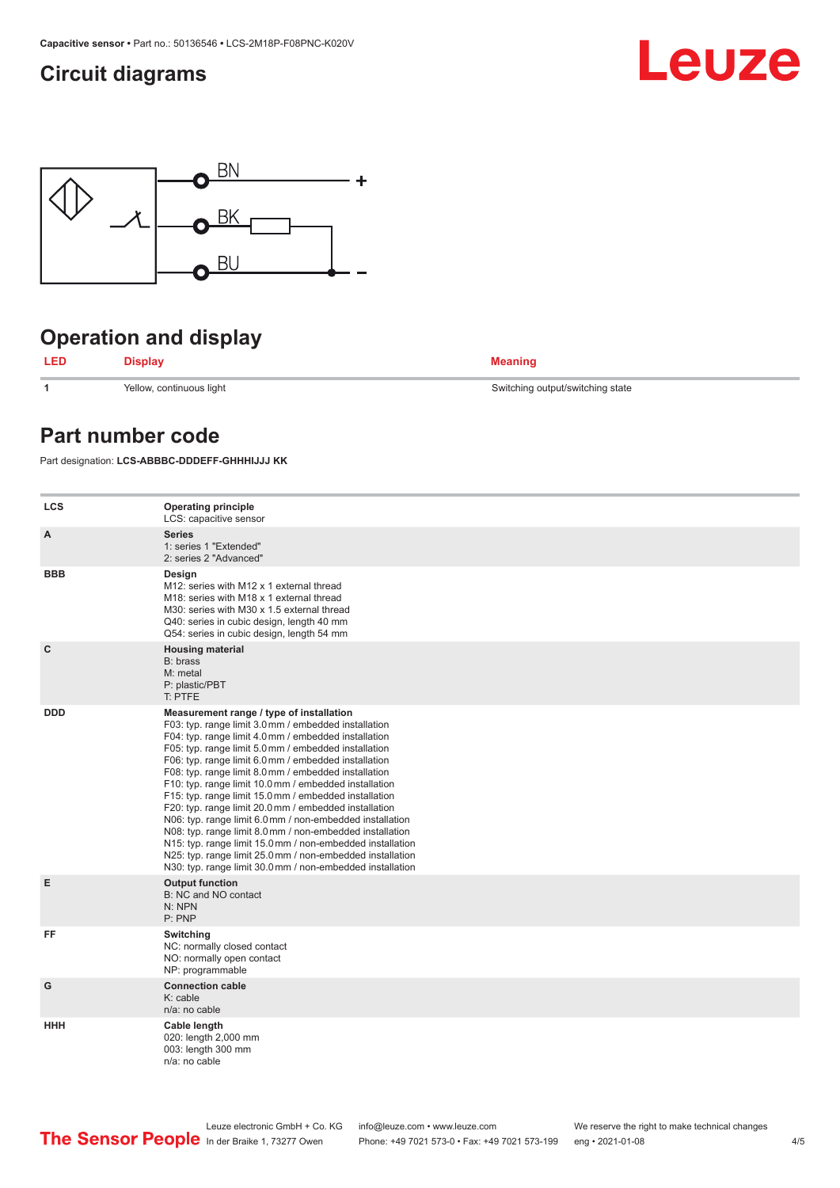## Circuit diagrams

BN +

BK

BU −

## Operation and display

| LED | Display | Meaning |
|---|---|---|
| 1 | Yellow, continuous light | Switching output/switching state |

## Part number code

Part designation: **LCS-ABBBC-DDDEFF-GHHHIJJJ KK**

| | |
|---|---|
| LCS | **Operating principle**<br>LCS: capacitive sensor |
| A | **Series**<br>1: series 1 "Extended"<br>2: series 2 "Advanced" |
| BBB | **Design**<br>M12: series with M12 x 1 external thread<br>M18: series with M18 x 1 external thread<br>M30: series with M30 x 1.5 external thread<br>Q40: series in cubic design, length 40 mm<br>Q54: series in cubic design, length 54 mm |
| C | **Housing material**<br>B: brass<br>M: metal<br>P: plastic/PBT<br>T: PTFE |
| DDD | **Measurement range / type of installation**<br>F03: typ. range limit 3.0 mm / embedded installation<br>F04: typ. range limit 4.0 mm / embedded installation<br>F05: typ. range limit 5.0 mm / embedded installation<br>F06: typ. range limit 6.0 mm / embedded installation<br>F08: typ. range limit 8.0 mm / embedded installation<br>F10: typ. range limit 10.0 mm / embedded installation<br>F15: typ. range limit 15.0 mm / embedded installation<br>F20: typ. range limit 20.0 mm / embedded installation<br>N06: typ. range limit 6.0 mm / non-embedded installation<br>N08: typ. range limit 8.0 mm / non-embedded installation<br>N15: typ. range limit 15.0 mm / non-embedded installation<br>N25: typ. range limit 25.0 mm / non-embedded installation<br>N30: typ. range limit 30.0 mm / non-embedded installation |
| E | **Output function**<br>B: NC and NO contact<br>N: NPN<br>P: PNP |
| FF | **Switching**<br>NC: normally closed contact<br>NO: normally open contact<br>NP: programmable |
| G | **Connection cable**<br>K: cable<br>n/a: no cable |
| HHH | **Cable length**<br>020: length 2,000 mm<br>003: length 300 mm<br>n/a: no cable |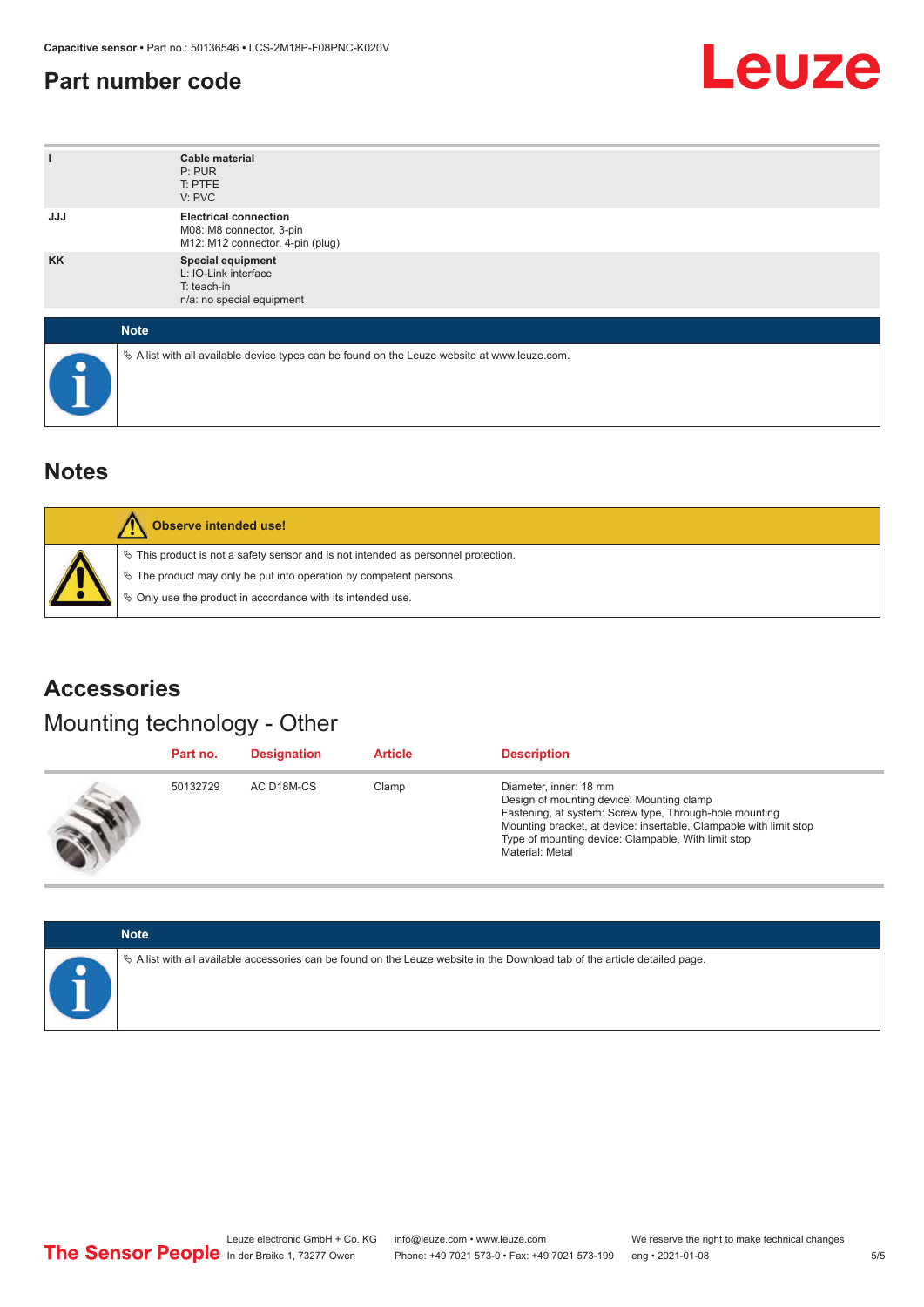## Part number code

| | |
|---|---|
| **I** | **Cable material**<br>P: PUR<br>T: PTFE<br>V: PVC |
| **JJJ** | **Electrical connection**<br>M08: M8 connector, 3-pin<br>M12: M12 connector, 4-pin (plug) |
| **KK** | **Special equipment**<br>L: IO-Link interface<br>T: teach-in<br>n/a: no special equipment |

**Note**

- A list with all available device types can be found on the Leuze website at www.leuze.com.

## Notes

**Observe intended use!**

- This product is not a safety sensor and is not intended as personnel protection.
- The product may only be put into operation by competent persons.
- Only use the product in accordance with its intended use.

## Accessories

### Mounting technology - Other

| Part no. | Designation | Article | Description |
|---|---|---|---|
| 50132729 | AC D18M-CS | Clamp | Diameter, inner: 18 mm<br>Design of mounting device: Mounting clamp<br>Fastening, at system: Screw type, Through-hole mounting<br>Mounting bracket, at device: insertable, Clampable with limit stop<br>Type of mounting device: Clampable, With limit stop<br>Material: Metal |

**Note**

- A list with all available accessories can be found on the Leuze website in the Download tab of the article detailed page.